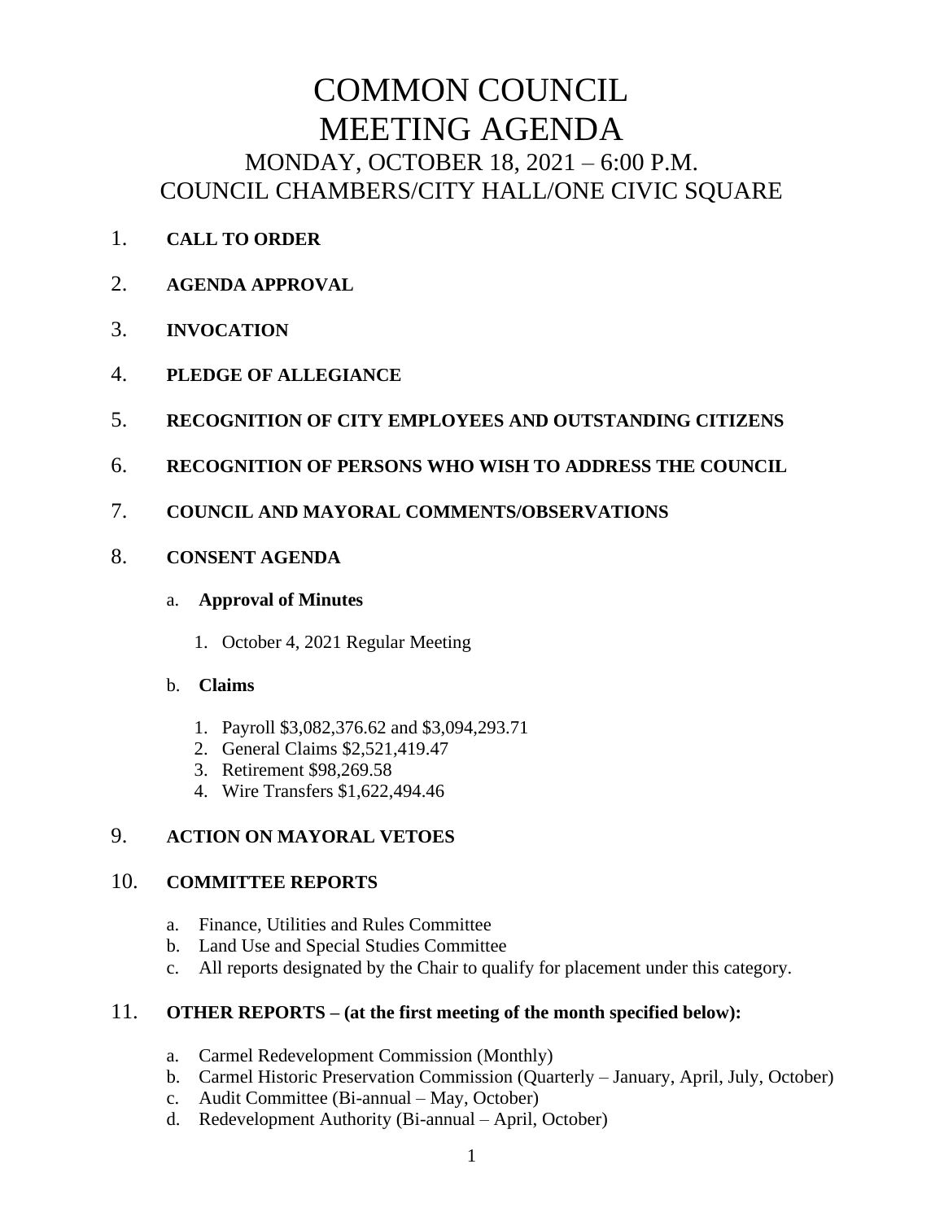# COMMON COUNCIL MEETING AGENDA

## MONDAY, OCTOBER 18, 2021 – 6:00 P.M.
## COUNCIL CHAMBERS/CITY HALL/ONE CIVIC SQUARE

1. **CALL TO ORDER**

2. **AGENDA APPROVAL**

3. **INVOCATION**

4. **PLEDGE OF ALLEGIANCE**

5. **RECOGNITION OF CITY EMPLOYEES AND OUTSTANDING CITIZENS**

6. **RECOGNITION OF PERSONS WHO WISH TO ADDRESS THE COUNCIL**

7. **COUNCIL AND MAYORAL COMMENTS/OBSERVATIONS**

8. **CONSENT AGENDA**

   a. **Approval of Minutes**

      1. October 4, 2021 Regular Meeting

   b. **Claims**

      1. Payroll $3,082,376.62 and $3,094,293.71
      2. General Claims $2,521,419.47
      3. Retirement $98,269.58
      4. Wire Transfers $1,622,494.46

9. **ACTION ON MAYORAL VETOES**

10. **COMMITTEE REPORTS**

    a. Finance, Utilities and Rules Committee
    b. Land Use and Special Studies Committee
    c. All reports designated by the Chair to qualify for placement under this category.

11. **OTHER REPORTS – (at the first meeting of the month specified below):**

    a. Carmel Redevelopment Commission (Monthly)
    b. Carmel Historic Preservation Commission (Quarterly – January, April, July, October)
    c. Audit Committee (Bi-annual – May, October)
    d. Redevelopment Authority (Bi-annual – April, October)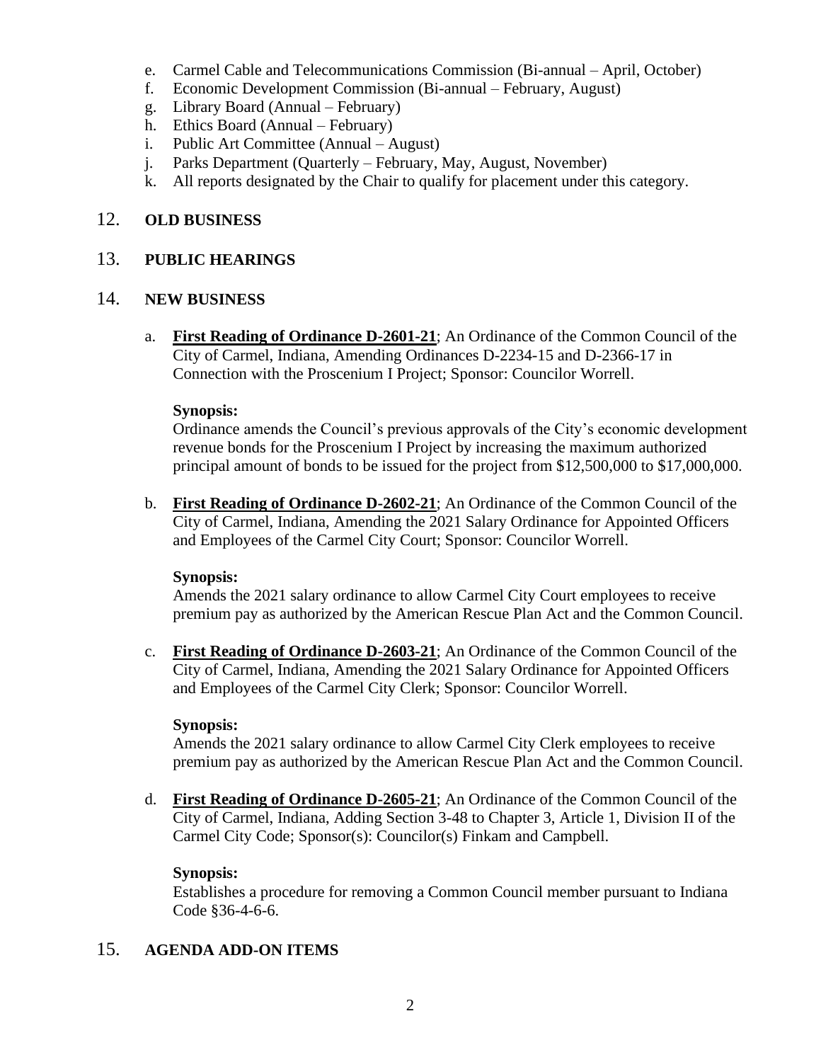e. Carmel Cable and Telecommunications Commission (Bi-annual – April, October)
f. Economic Development Commission (Bi-annual – February, August)
g. Library Board (Annual – February)
h. Ethics Board (Annual – February)
i. Public Art Committee (Annual – August)
j. Parks Department (Quarterly – February, May, August, November)
k. All reports designated by the Chair to qualify for placement under this category.

## 12. OLD BUSINESS

## 13. PUBLIC HEARINGS

## 14. NEW BUSINESS

a. **First Reading of Ordinance D-2601-21**; An Ordinance of the Common Council of the City of Carmel, Indiana, Amending Ordinances D-2234-15 and D-2366-17 in Connection with the Proscenium I Project; Sponsor: Councilor Worrell.

**Synopsis:**
Ordinance amends the Council's previous approvals of the City's economic development revenue bonds for the Proscenium I Project by increasing the maximum authorized principal amount of bonds to be issued for the project from $12,500,000 to $17,000,000.

b. **First Reading of Ordinance D-2602-21**; An Ordinance of the Common Council of the City of Carmel, Indiana, Amending the 2021 Salary Ordinance for Appointed Officers and Employees of the Carmel City Court; Sponsor: Councilor Worrell.

**Synopsis:**
Amends the 2021 salary ordinance to allow Carmel City Court employees to receive premium pay as authorized by the American Rescue Plan Act and the Common Council.

c. **First Reading of Ordinance D-2603-21**; An Ordinance of the Common Council of the City of Carmel, Indiana, Amending the 2021 Salary Ordinance for Appointed Officers and Employees of the Carmel City Clerk; Sponsor: Councilor Worrell.

**Synopsis:**
Amends the 2021 salary ordinance to allow Carmel City Clerk employees to receive premium pay as authorized by the American Rescue Plan Act and the Common Council.

d. **First Reading of Ordinance D-2605-21**; An Ordinance of the Common Council of the City of Carmel, Indiana, Adding Section 3-48 to Chapter 3, Article 1, Division II of the Carmel City Code; Sponsor(s): Councilor(s) Finkam and Campbell.

**Synopsis:**
Establishes a procedure for removing a Common Council member pursuant to Indiana Code §36-4-6-6.

## 15. AGENDA ADD-ON ITEMS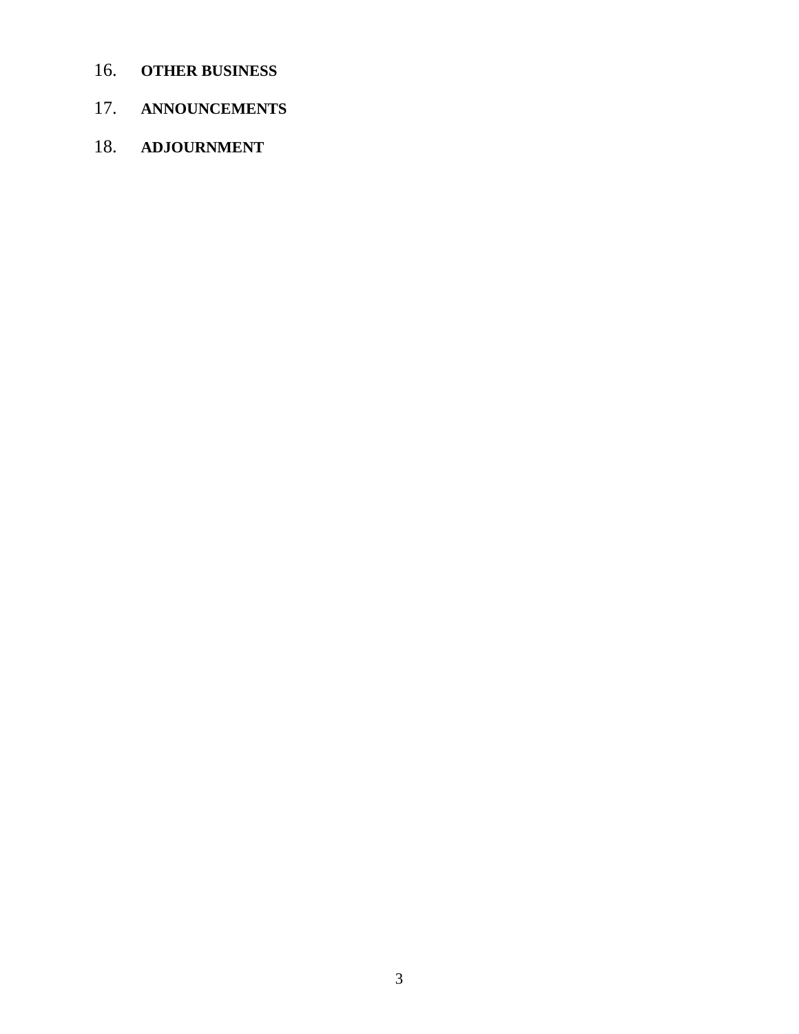16. **OTHER BUSINESS**

17. **ANNOUNCEMENTS**

18. **ADJOURNMENT**